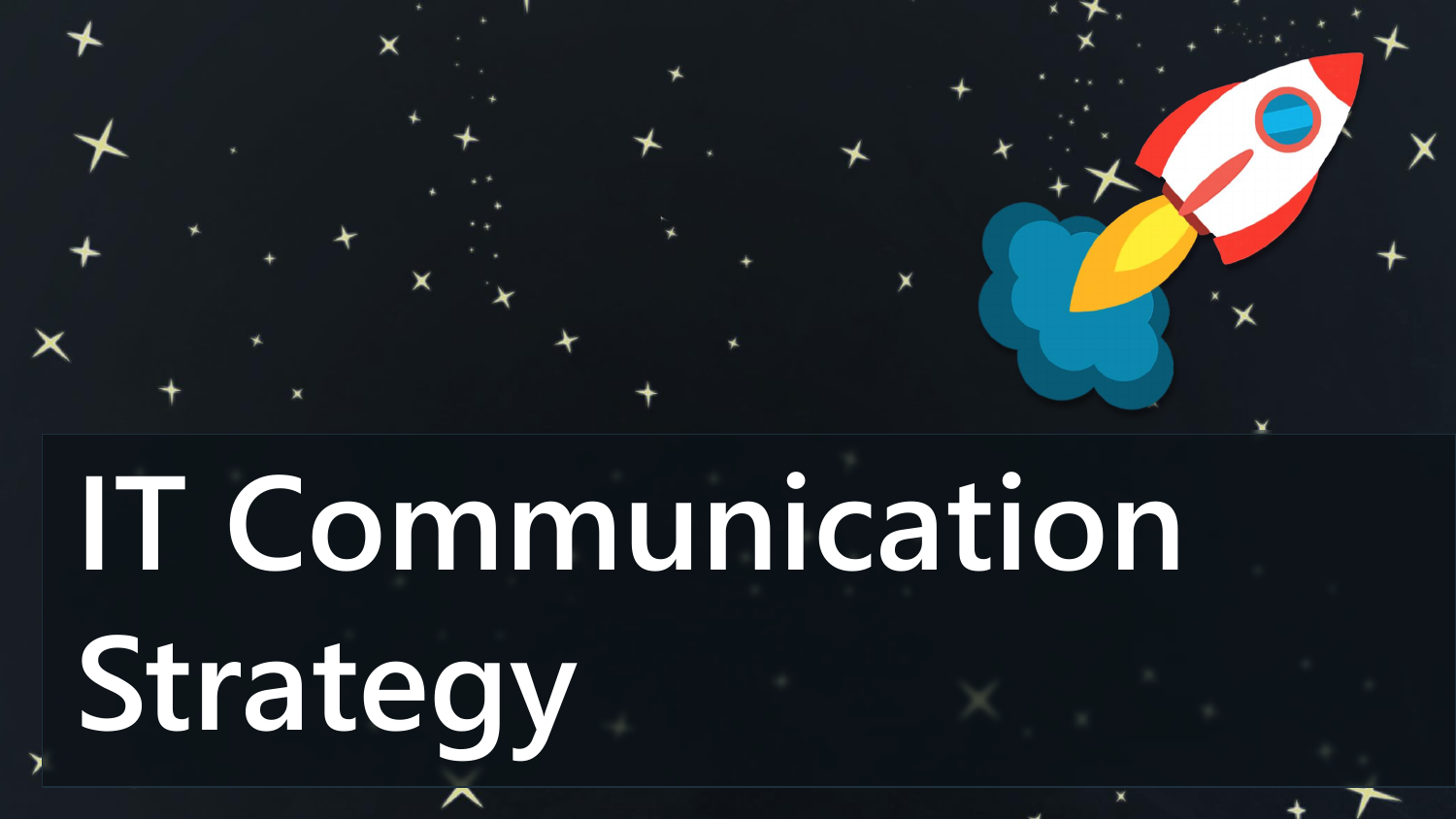# IT Communication Strategy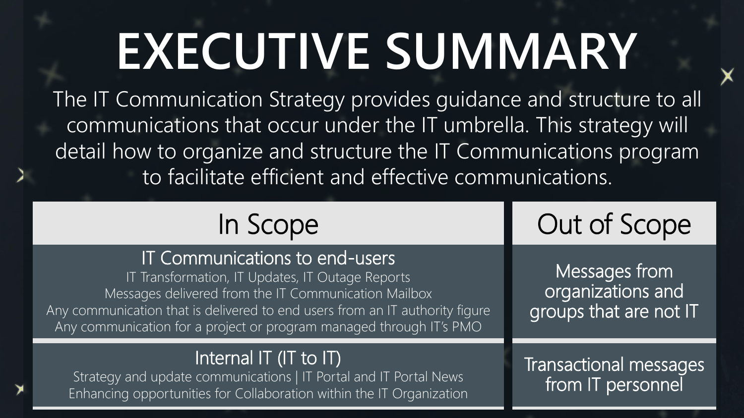# EXECUTIVE SUMMARY

The IT Communication Strategy provides guidance and structure to all communications that occur under the IT umbrella. This strategy will detail how to organize and structure the IT Communications program to facilitate efficient and effective communications.

| In Scope | Out of Scope |
| --- | --- |
| **IT Communications to end-users**<br>IT Transformation, IT Updates, IT Outage Reports<br>Messages delivered from the IT Communication Mailbox<br>Any communication that is delivered to end users from an IT authority figure<br>Any communication for a project or program managed through IT's PMO | Messages from organizations and groups that are not IT |
| **Internal IT (IT to IT)**<br>Strategy and update communications \| IT Portal and IT Portal News<br>Enhancing opportunities for Collaboration within the IT Organization | Transactional messages from IT personnel |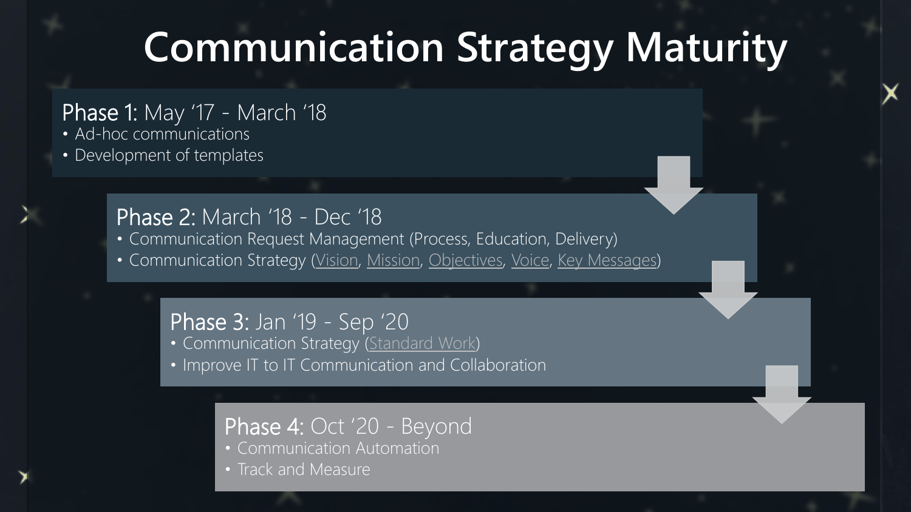# Communication Strategy Maturity

**Phase 1:** May '17 - March '18

- Ad-hoc communications
- Development of templates

**Phase 2:** March '18 - Dec '18

- Communication Request Management (Process, Education, Delivery)
- Communication Strategy (Vision, Mission, Objectives, Voice, Key Messages)

**Phase 3:** Jan '19 - Sep '20

- Communication Strategy (Standard Work)
- Improve IT to IT Communication and Collaboration

**Phase 4:** Oct '20 - Beyond

- Communication Automation
- Track and Measure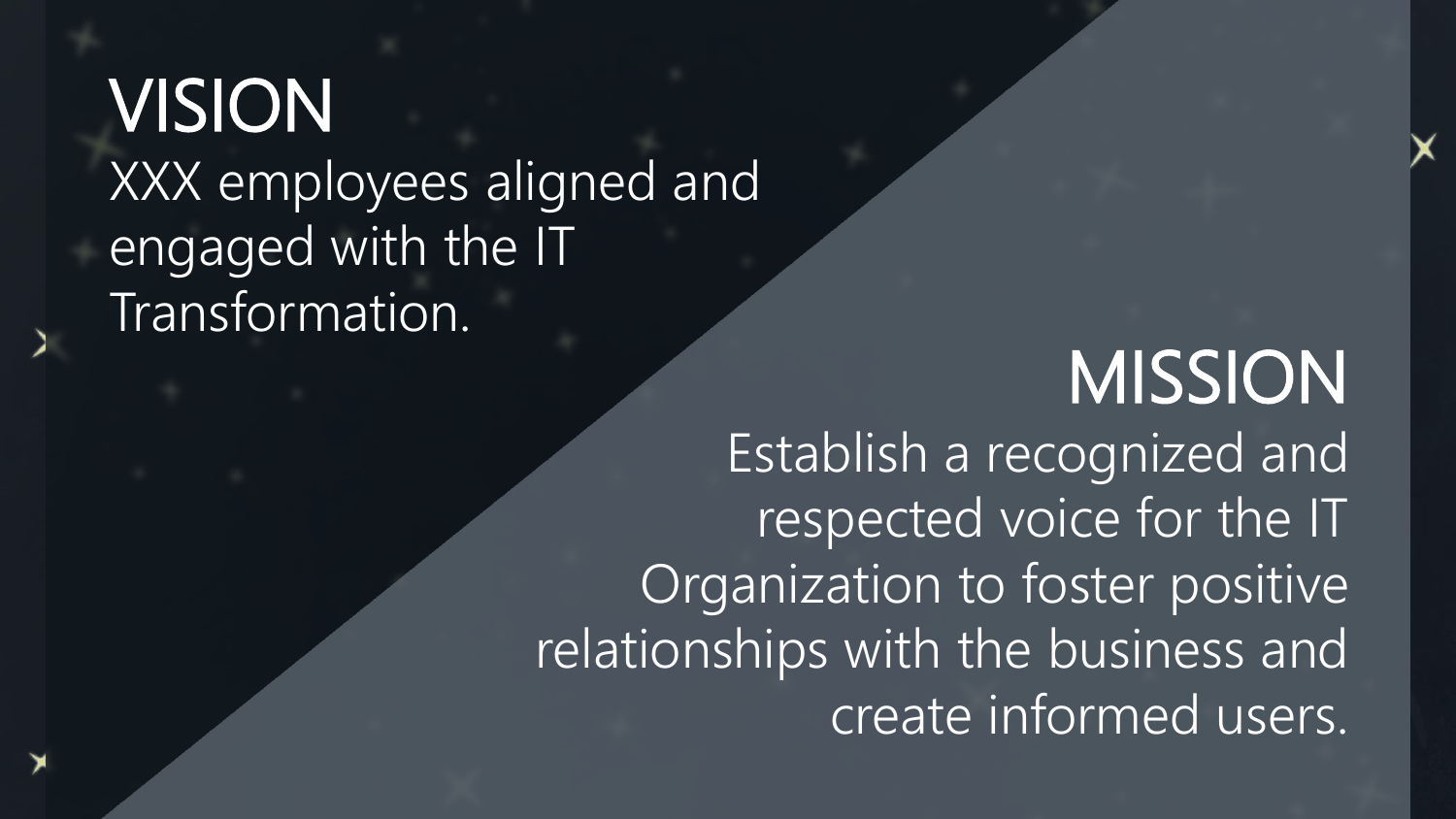# VISION

XXX employees aligned and engaged with the IT Transformation.

# MISSION

Establish a recognized and respected voice for the IT Organization to foster positive relationships with the business and create informed users.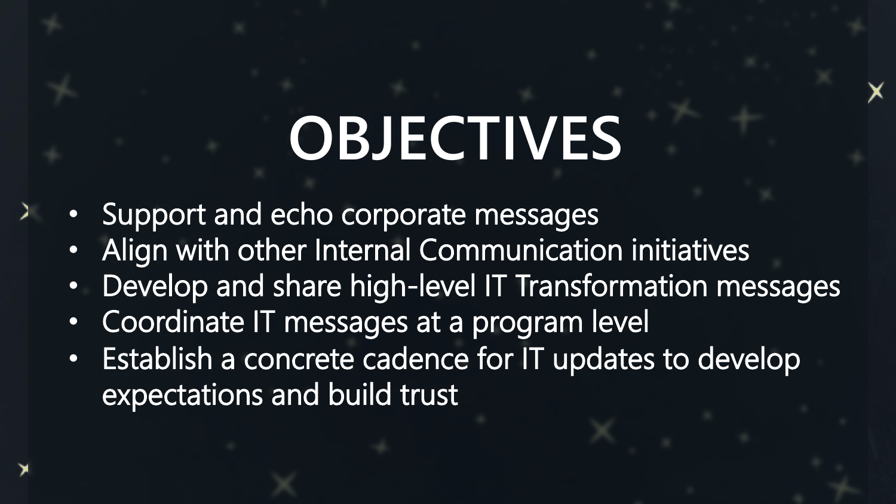# OBJECTIVES

- Support and echo corporate messages
- Align with other Internal Communication initiatives
- Develop and share high-level IT Transformation messages
- Coordinate IT messages at a program level
- Establish a concrete cadence for IT updates to develop expectations and build trust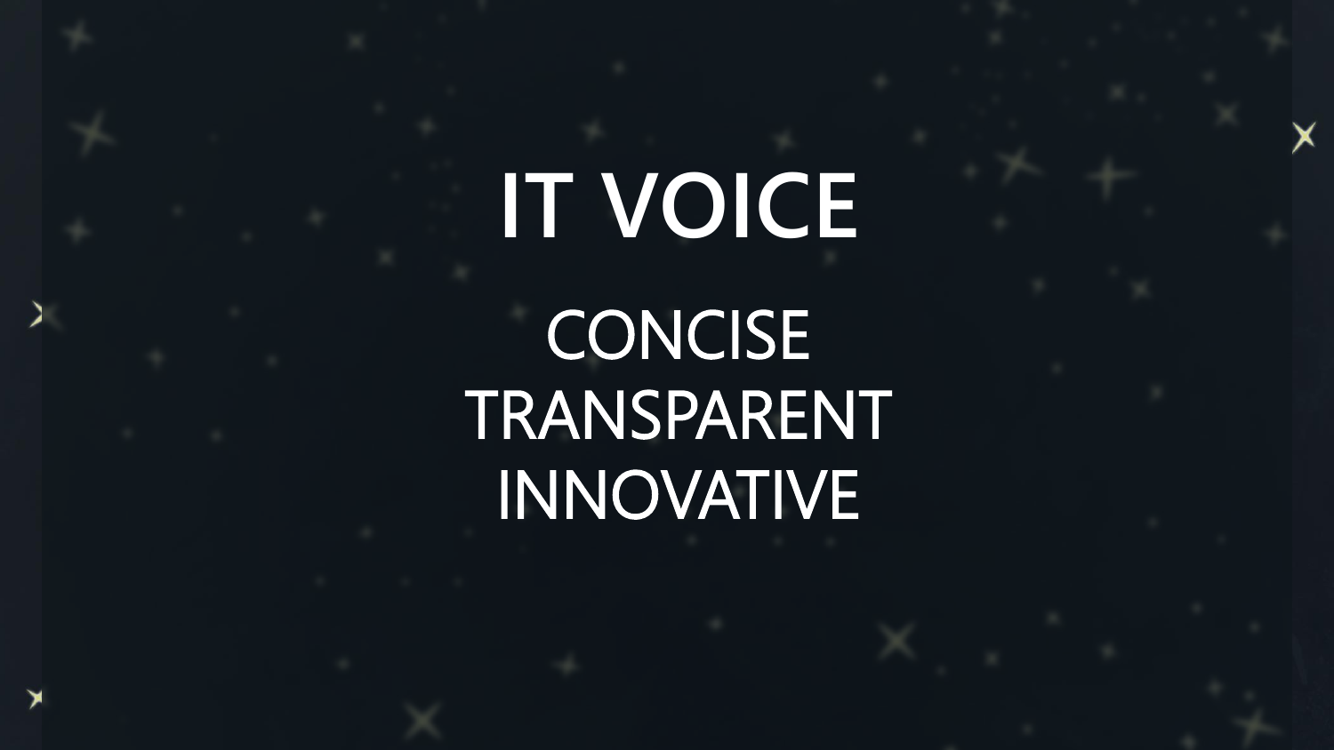# IT VOICE

CONCISE

TRANSPARENT

INNOVATIVE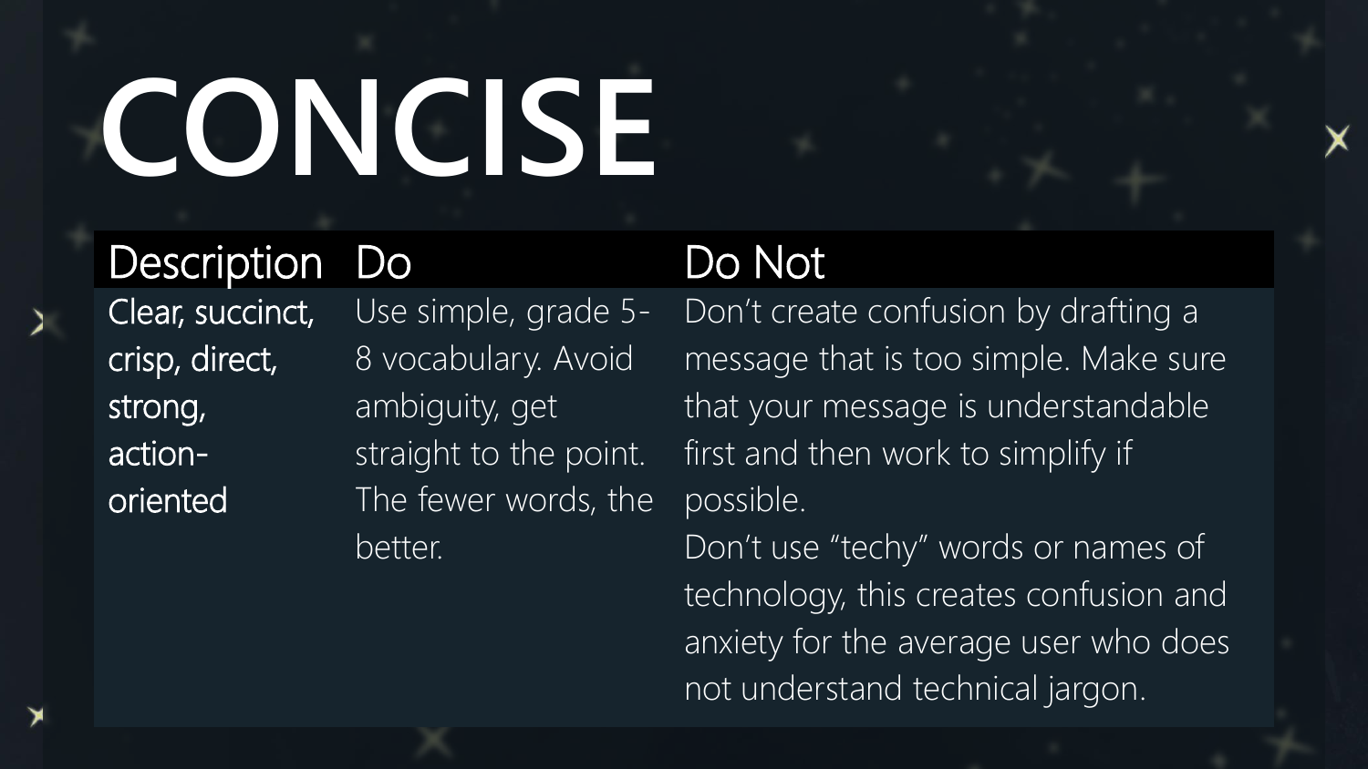# CONCISE

| Description | Do | Do Not |
| --- | --- | --- |
| Clear, succinct, crisp, direct, strong, action-oriented | Use simple, grade 5-8 vocabulary. Avoid ambiguity, get straight to the point. The fewer words, the better. | Don’t create confusion by drafting a message that is too simple. Make sure that your message is understandable first and then work to simplify if possible.<br>Don’t use “techy” words or names of technology, this creates confusion and anxiety for the average user who does not understand technical jargon. |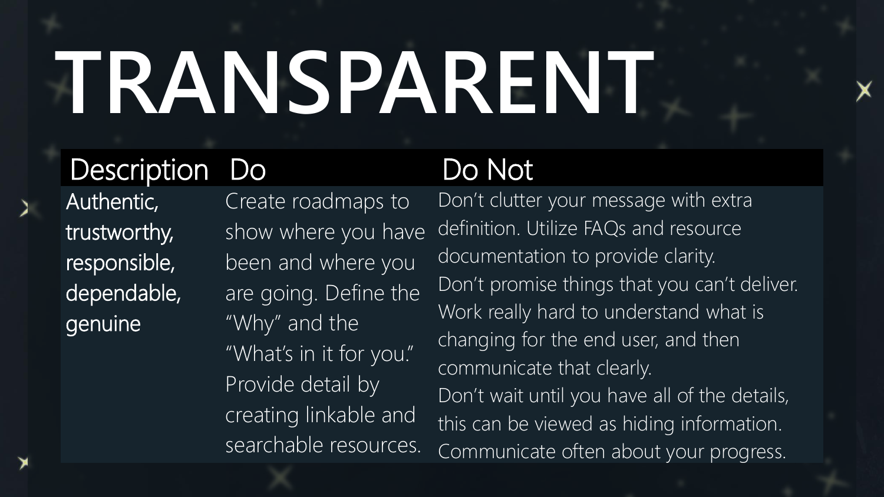# TRANSPARENT

| Description | Do | Do Not |
|---|---|---|
| Authentic, trustworthy, responsible, dependable, genuine | Create roadmaps to show where you have been and where you are going. Define the "Why" and the "What's in it for you." Provide detail by creating linkable and searchable resources. | Don't clutter your message with extra definition. Utilize FAQs and resource documentation to provide clarity. Don't promise things that you can't deliver. Work really hard to understand what is changing for the end user, and then communicate that clearly. Don't wait until you have all of the details, this can be viewed as hiding information. Communicate often about your progress. |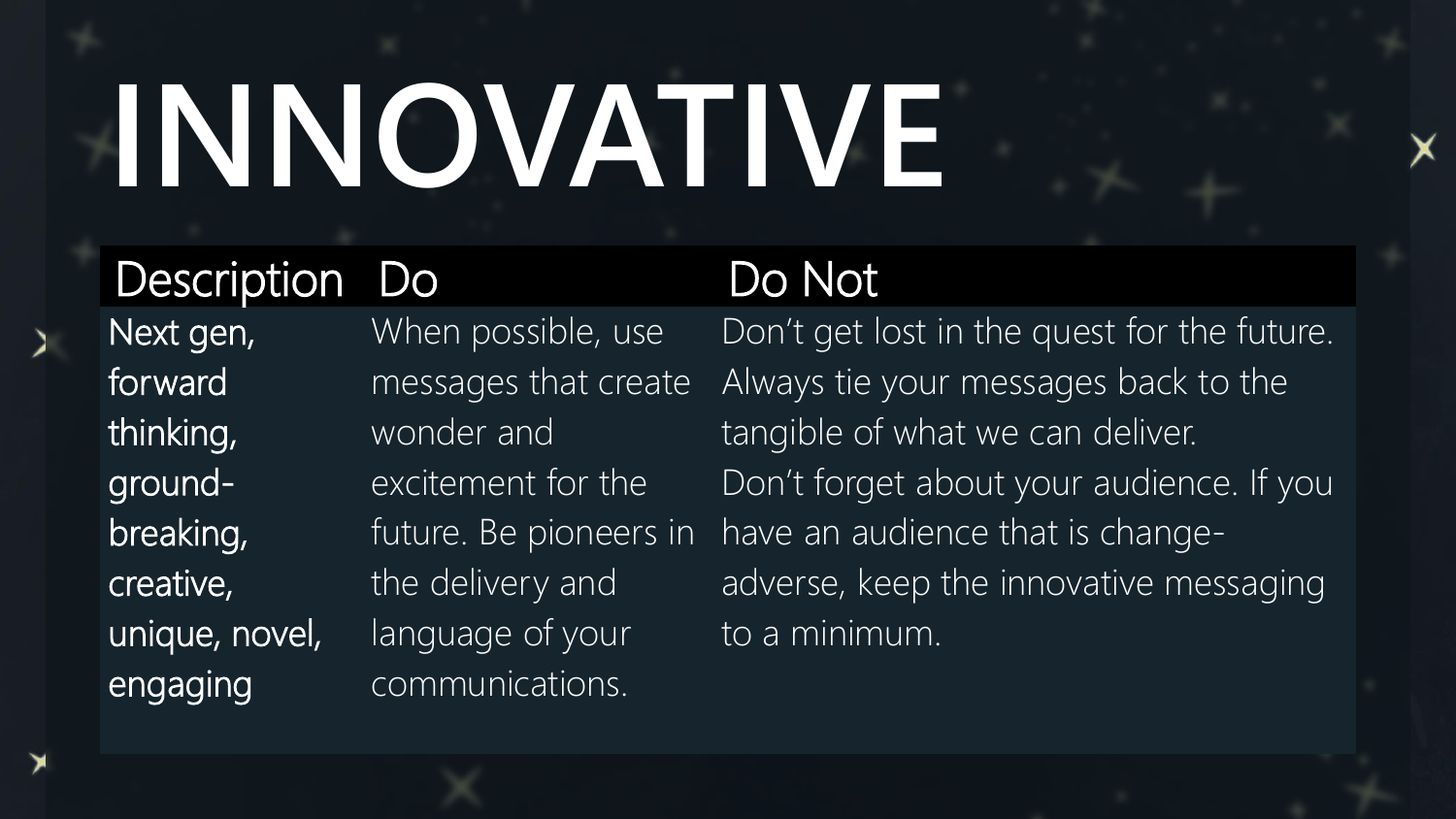# INNOVATIVE

| Description | Do | Do Not |
| --- | --- | --- |
| Next gen, forward thinking, ground-breaking, creative, unique, novel, engaging | When possible, use messages that create wonder and excitement for the future. Be pioneers in the delivery and language of your communications. | Don't get lost in the quest for the future. Always tie your messages back to the tangible of what we can deliver. Don't forget about your audience. If you have an audience that is change-adverse, keep the innovative messaging to a minimum. |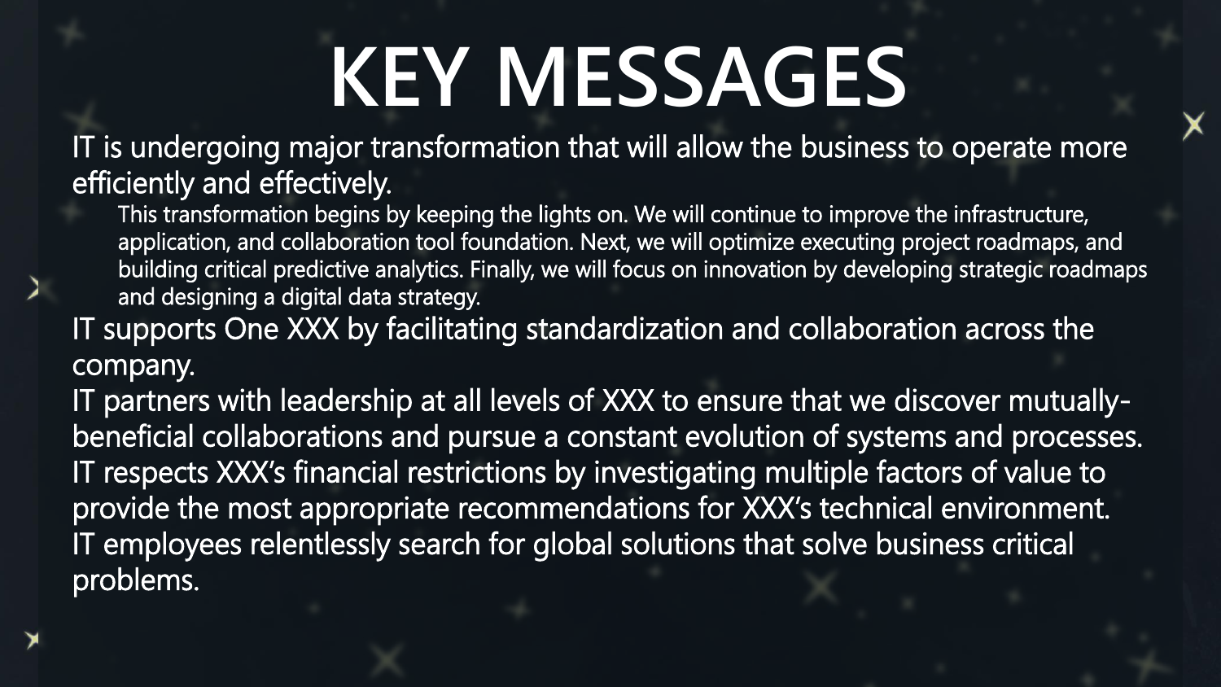# KEY MESSAGES

- IT is undergoing major transformation that will allow the business to operate more efficiently and effectively.
  - This transformation begins by keeping the lights on. We will continue to improve the infrastructure, application, and collaboration tool foundation. Next, we will optimize executing project roadmaps, and building critical predictive analytics. Finally, we will focus on innovation by developing strategic roadmaps and designing a digital data strategy.
- IT supports One XXX by facilitating standardization and collaboration across the company.
- IT partners with leadership at all levels of XXX to ensure that we discover mutually-beneficial collaborations and pursue a constant evolution of systems and processes.
- IT respects XXX's financial restrictions by investigating multiple factors of value to provide the most appropriate recommendations for XXX's technical environment.
- IT employees relentlessly search for global solutions that solve business critical problems.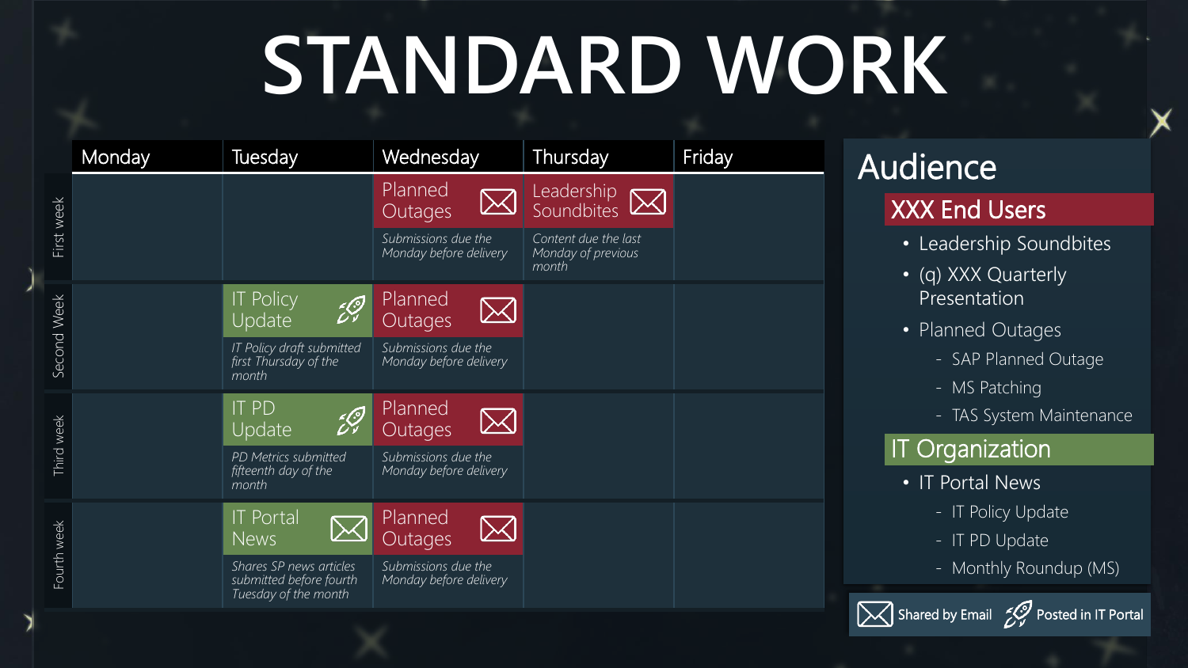# STANDARD WORK

| | Monday | Tuesday | Wednesday | Thursday | Friday |
|---|---|---|---|---|---|
| First week | | | **Planned Outages** (Shared by Email) *Submissions due the Monday before delivery* | **Leadership Soundbites** (Shared by Email) *Content due the last Monday of previous month* | |
| Second Week | | **IT Policy Update** (Posted in IT Portal) *IT Policy draft submitted first Thursday of the month* | **Planned Outages** (Shared by Email) *Submissions due the Monday before delivery* | | |
| Third week | | **IT PD Update** (Posted in IT Portal) *PD Metrics submitted fifteenth day of the month* | **Planned Outages** (Shared by Email) *Submissions due the Monday before delivery* | | |
| Fourth week | | **IT Portal News** (Shared by Email) *Shares SP news articles submitted before fourth Tuesday of the month* | **Planned Outages** (Shared by Email) *Submissions due the Monday before delivery* | | |

## Audience

### XXX End Users

- Leadership Soundbites
- (q) XXX Quarterly Presentation
- Planned Outages
  - SAP Planned Outage
  - MS Patching
  - TAS System Maintenance

### IT Organization

- IT Portal News
  - IT Policy Update
  - IT PD Update
  - Monthly Roundup (MS)

Shared by Email | Posted in IT Portal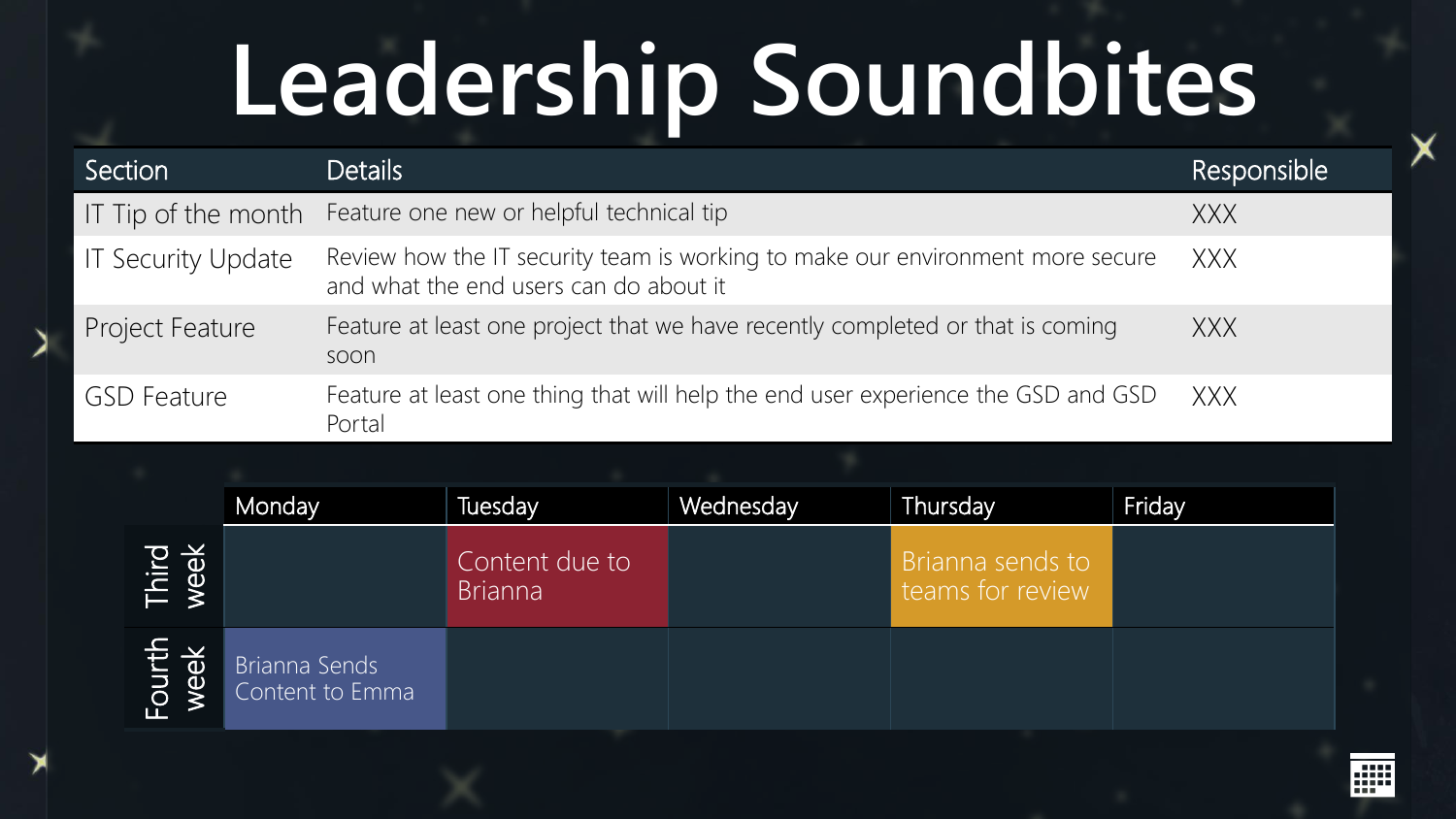# Leadership Soundbites

| Section | Details | Responsible |
|---|---|---|
| IT Tip of the month | Feature one new or helpful technical tip | XXX |
| IT Security Update | Review how the IT security team is working to make our environment more secure and what the end users can do about it | XXX |
| Project Feature | Feature at least one project that we have recently completed or that is coming soon | XXX |
| GSD Feature | Feature at least one thing that will help the end user experience the GSD and GSD Portal | XXX |

| | Monday | Tuesday | Wednesday | Thursday | Friday |
|---|---|---|---|---|---|
| Third week | | Content due to Brianna | | Brianna sends to teams for review | |
| Fourth week | Brianna Sends Content to Emma | | | | |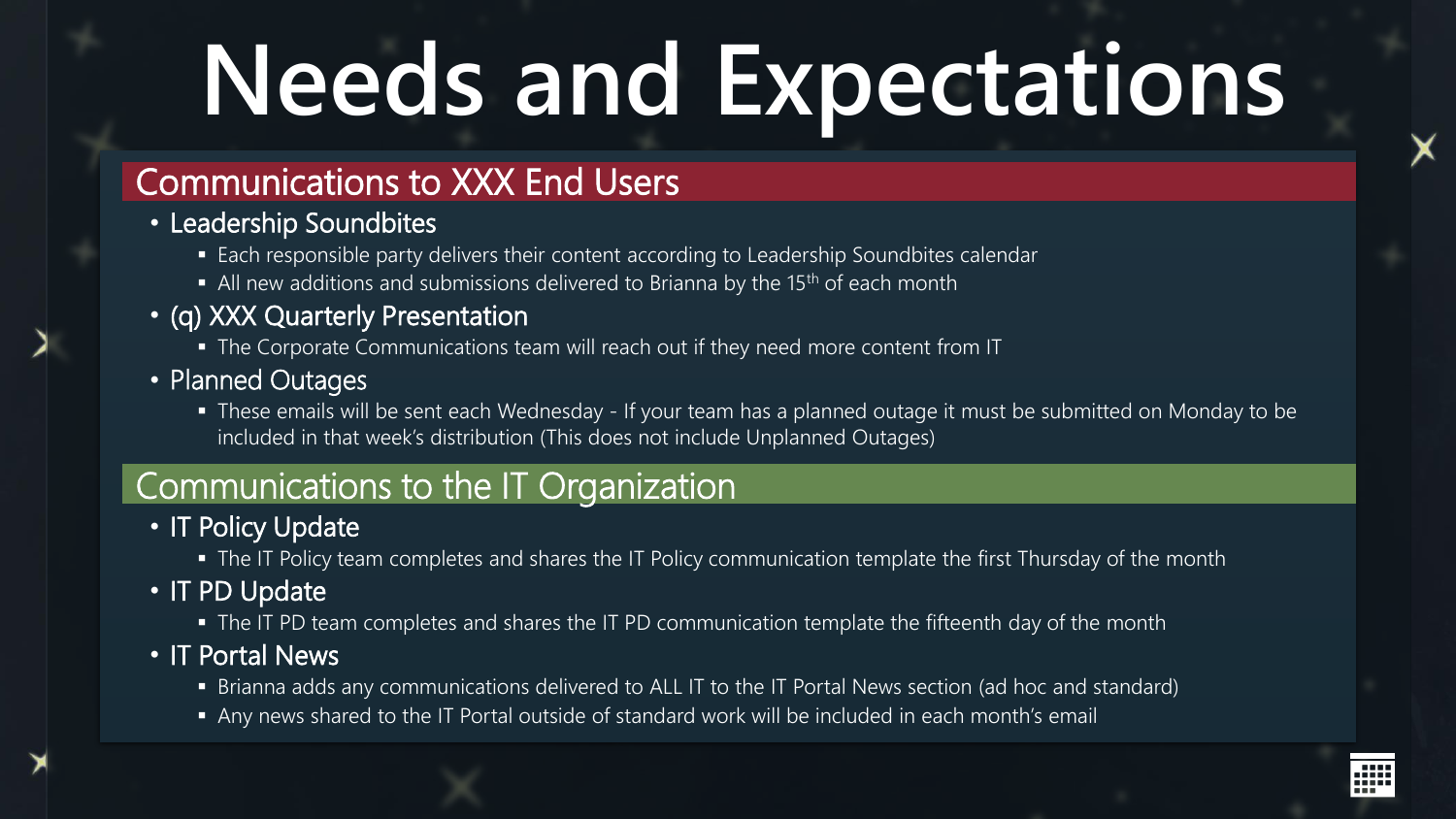# Needs and Expectations

## Communications to XXX End Users

- Leadership Soundbites
  - Each responsible party delivers their content according to Leadership Soundbites calendar
  - All new additions and submissions delivered to Brianna by the 15th of each month
- (q) XXX Quarterly Presentation
  - The Corporate Communications team will reach out if they need more content from IT
- Planned Outages
  - These emails will be sent each Wednesday - If your team has a planned outage it must be submitted on Monday to be included in that week's distribution (This does not include Unplanned Outages)

## Communications to the IT Organization

- IT Policy Update
  - The IT Policy team completes and shares the IT Policy communication template the first Thursday of the month
- IT PD Update
  - The IT PD team completes and shares the IT PD communication template the fifteenth day of the month
- IT Portal News
  - Brianna adds any communications delivered to ALL IT to the IT Portal News section (ad hoc and standard)
  - Any news shared to the IT Portal outside of standard work will be included in each month's email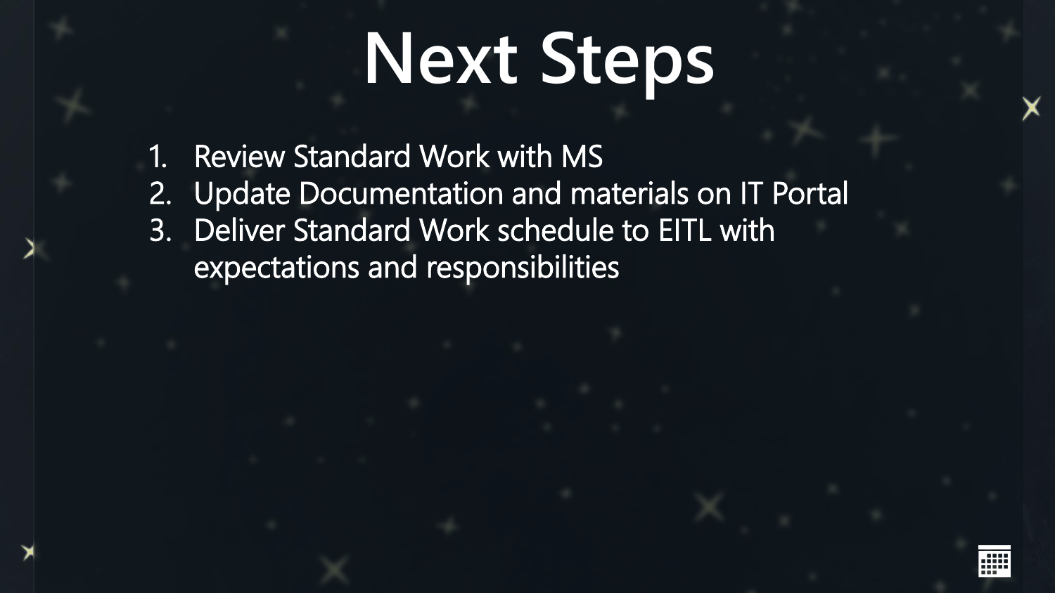# Next Steps

1. Review Standard Work with MS
2. Update Documentation and materials on IT Portal
3. Deliver Standard Work schedule to EITL with expectations and responsibilities